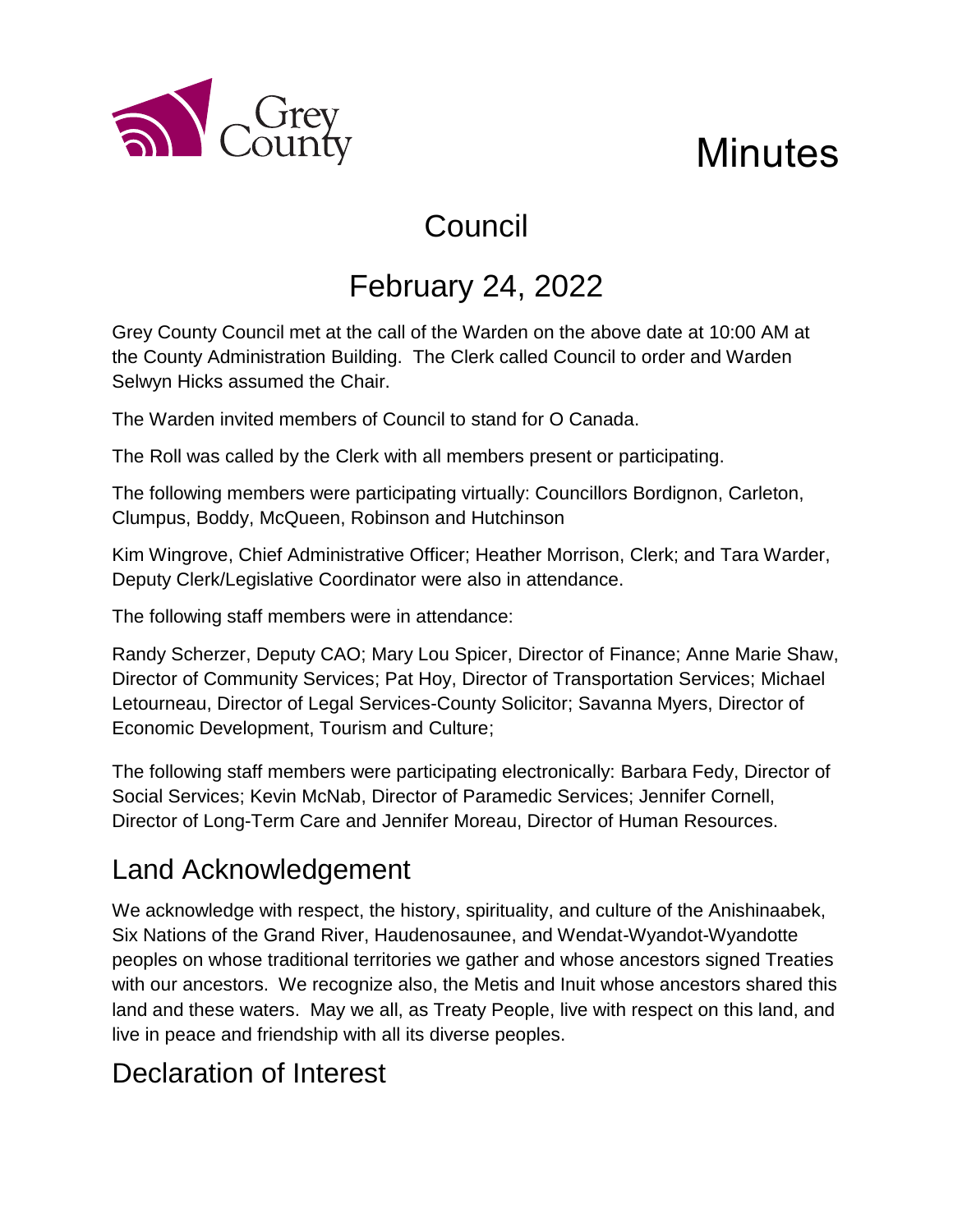Grey County

# Minutes

## Council

## February 24, 2022

Grey County Council met at the call of the Warden on the above date at 10:00 AM at the County Administration Building. The Clerk called Council to order and Warden Selwyn Hicks assumed the Chair.

The Warden invited members of Council to stand for O Canada.

The Roll was called by the Clerk with all members present or participating.

The following members were participating virtually: Councillors Bordignon, Carleton, Clumpus, Boddy, McQueen, Robinson and Hutchinson

Kim Wingrove, Chief Administrative Officer; Heather Morrison, Clerk; and Tara Warder, Deputy Clerk/Legislative Coordinator were also in attendance.

The following staff members were in attendance:

Randy Scherzer, Deputy CAO; Mary Lou Spicer, Director of Finance; Anne Marie Shaw, Director of Community Services; Pat Hoy, Director of Transportation Services; Michael Letourneau, Director of Legal Services-County Solicitor; Savanna Myers, Director of Economic Development, Tourism and Culture;

The following staff members were participating electronically: Barbara Fedy, Director of Social Services; Kevin McNab, Director of Paramedic Services; Jennifer Cornell, Director of Long-Term Care and Jennifer Moreau, Director of Human Resources.

## Land Acknowledgement

We acknowledge with respect, the history, spirituality, and culture of the Anishinaabek, Six Nations of the Grand River, Haudenosaunee, and Wendat-Wyandot-Wyandotte peoples on whose traditional territories we gather and whose ancestors signed Treaties with our ancestors. We recognize also, the Metis and Inuit whose ancestors shared this land and these waters. May we all, as Treaty People, live with respect on this land, and live in peace and friendship with all its diverse peoples.

## Declaration of Interest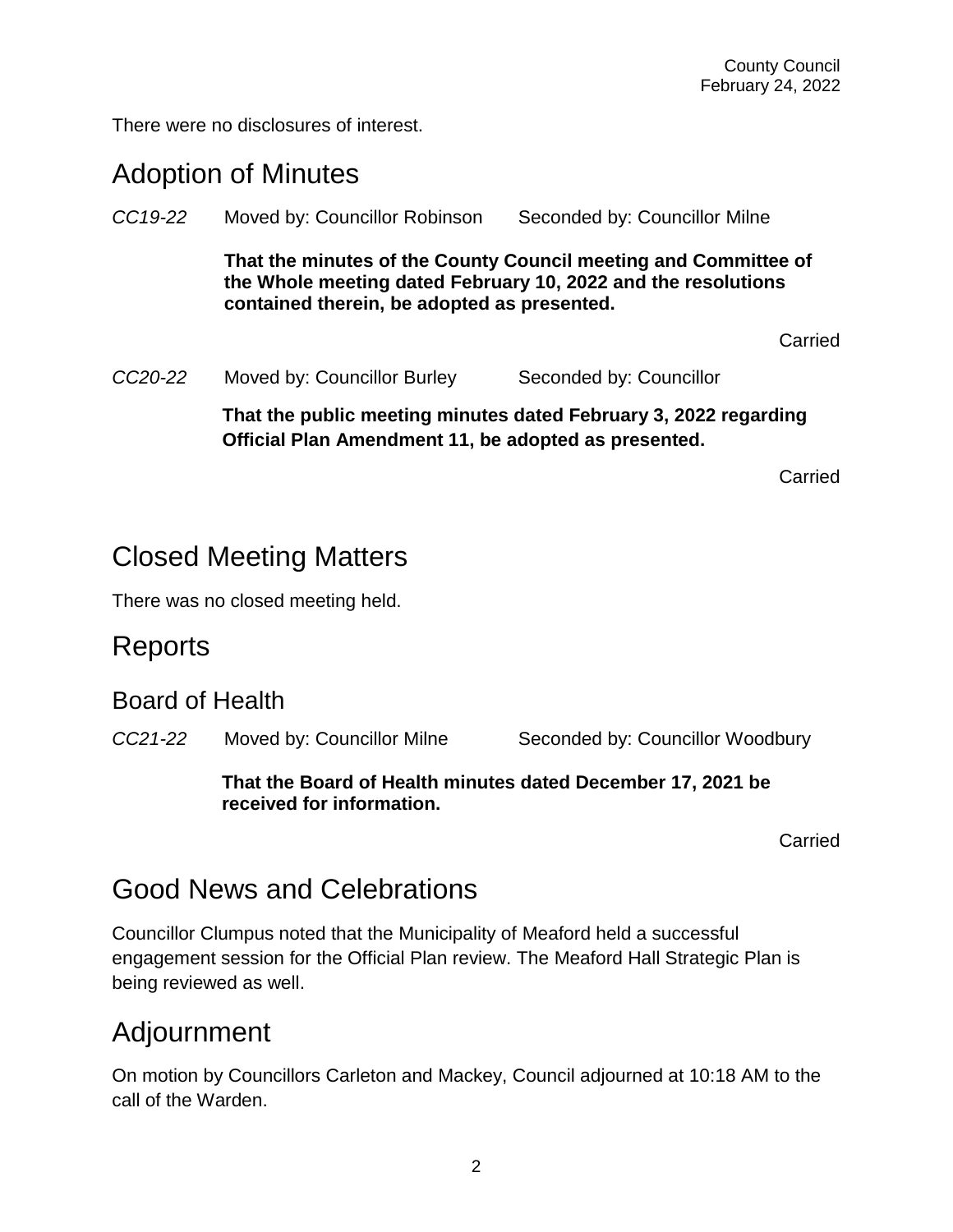There were no disclosures of interest.

## Adoption of Minutes

*CC19-22* Moved by: Councillor Robinson Seconded by: Councillor Milne

**That the minutes of the County Council meeting and Committee of the Whole meeting dated February 10, 2022 and the resolutions contained therein, be adopted as presented.**

Carried

*CC20-22* Moved by: Councillor Burley Seconded by: Councillor

**That the public meeting minutes dated February 3, 2022 regarding Official Plan Amendment 11, be adopted as presented.**

Carried

## Closed Meeting Matters

There was no closed meeting held.

## Reports

### Board of Health

*CC21-22* Moved by: Councillor Milne Seconded by: Councillor Woodbury

**That the Board of Health minutes dated December 17, 2021 be received for information.**

Carried

## Good News and Celebrations

Councillor Clumpus noted that the Municipality of Meaford held a successful engagement session for the Official Plan review. The Meaford Hall Strategic Plan is being reviewed as well.

## Adjournment

On motion by Councillors Carleton and Mackey, Council adjourned at 10:18 AM to the call of the Warden.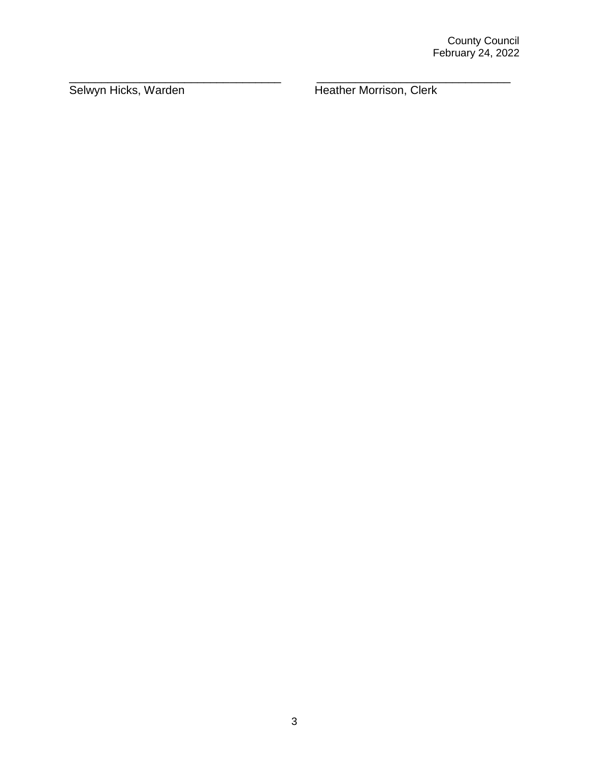_______________________________ _______________________________
Selwyn Hicks, Warden Heather Morrison, Clerk